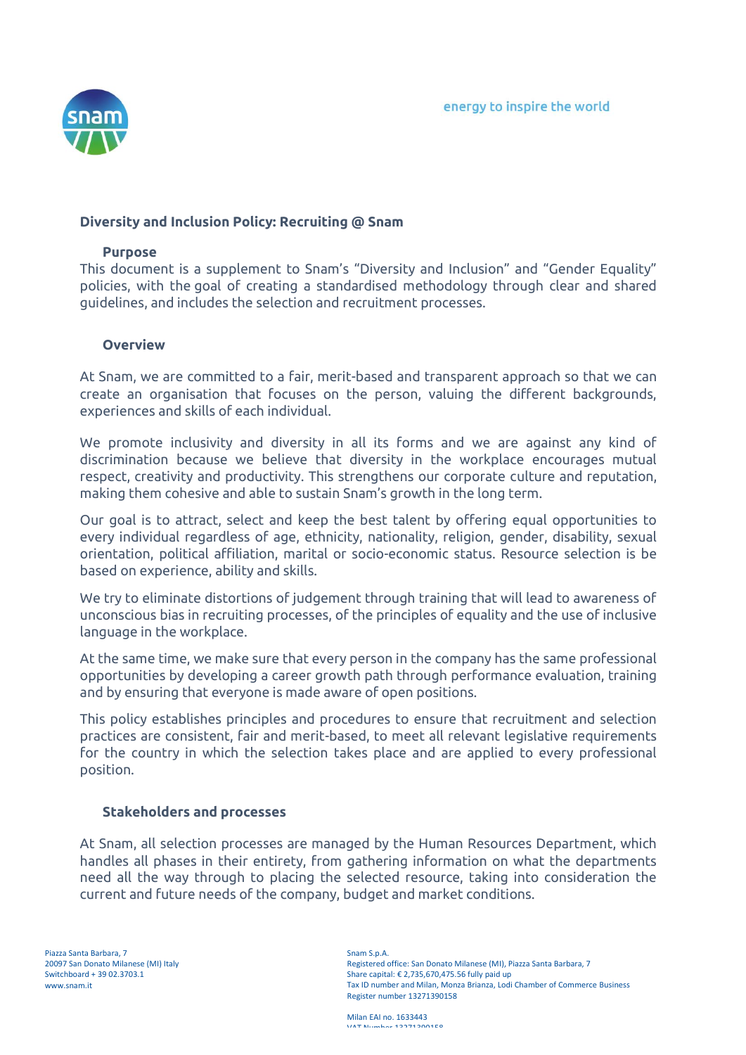## Diversity and Inclusion Policy: Recruiting @ Snam

### Purpose

This document is a supplement to Snam's "Diversity and Inclusion" and "Gender Equality" policies, with the goal of creating a standardised methodology through clear and shared guidelines, and includes the selection and recruitment processes.

### Overview

At Snam, we are committed to a fair, merit-based and transparent approach so that we can create an organisation that focuses on the person, valuing the different backgrounds, experiences and skills of each individual.

We promote inclusivity and diversity in all its forms and we are against any kind of discrimination because we believe that diversity in the workplace encourages mutual respect, creativity and productivity. This strengthens our corporate culture and reputation, making them cohesive and able to sustain Snam's growth in the long term.

Our goal is to attract, select and keep the best talent by offering equal opportunities to every individual regardless of age, ethnicity, nationality, religion, gender, disability, sexual orientation, political affiliation, marital or socio-economic status. Resource selection is be based on experience, ability and skills.

We try to eliminate distortions of judgement through training that will lead to awareness of unconscious bias in recruiting processes, of the principles of equality and the use of inclusive language in the workplace.

At the same time, we make sure that every person in the company has the same professional opportunities by developing a career growth path through performance evaluation, training and by ensuring that everyone is made aware of open positions.

This policy establishes principles and procedures to ensure that recruitment and selection practices are consistent, fair and merit-based, to meet all relevant legislative requirements for the country in which the selection takes place and are applied to every professional position.

### Stakeholders and processes

At Snam, all selection processes are managed by the Human Resources Department, which handles all phases in their entirety, from gathering information on what the departments need all the way through to placing the selected resource, taking into consideration the current and future needs of the company, budget and market conditions.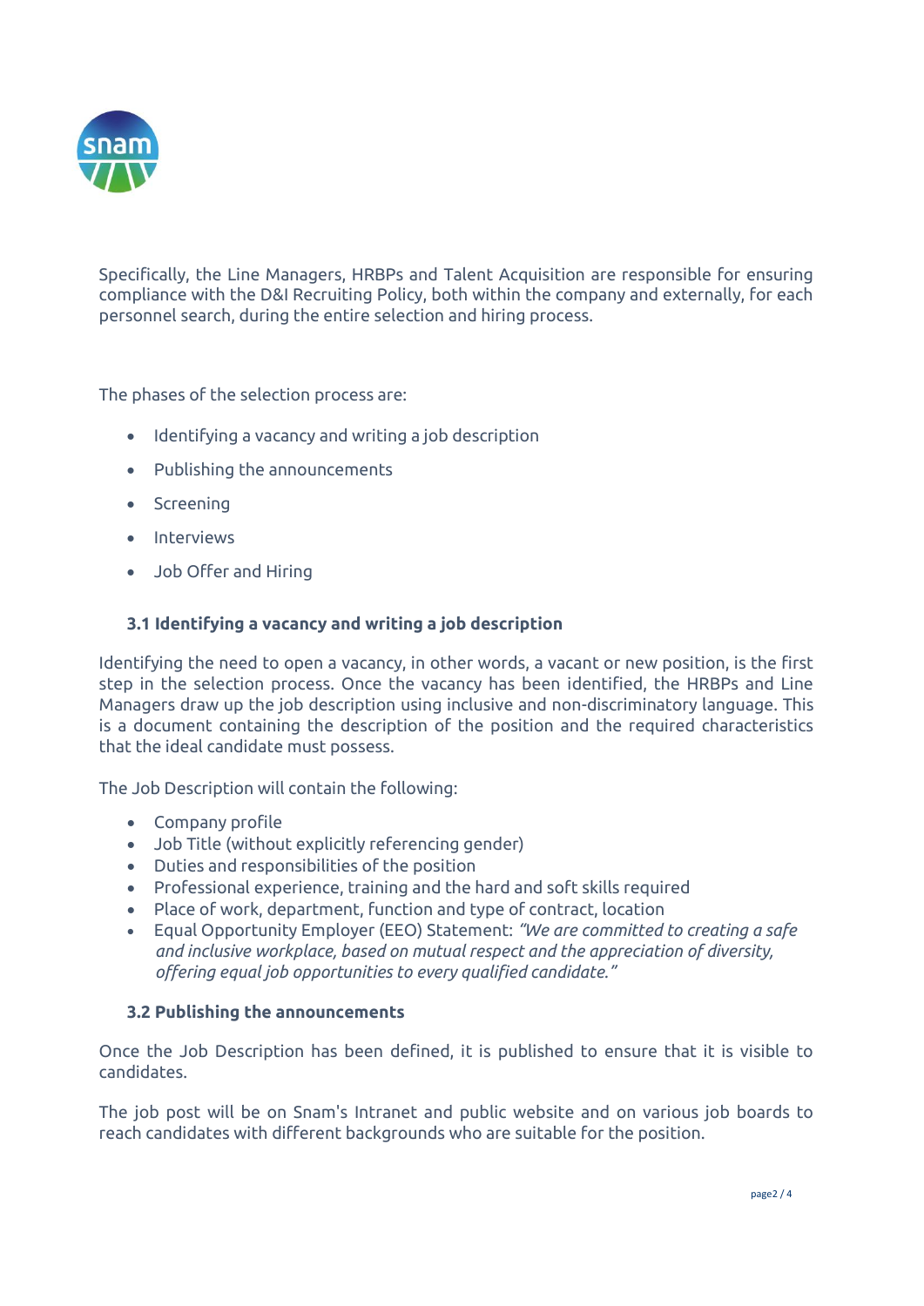Specifically, the Line Managers, HRBPs and Talent Acquisition are responsible for ensuring compliance with the D&I Recruiting Policy, both within the company and externally, for each personnel search, during the entire selection and hiring process.

The phases of the selection process are:

- Identifying a vacancy and writing a job description
- Publishing the announcements
- Screening
- Interviews
- Job Offer and Hiring

### 3.1 Identifying a vacancy and writing a job description

Identifying the need to open a vacancy, in other words, a vacant or new position, is the first step in the selection process. Once the vacancy has been identified, the HRBPs and Line Managers draw up the job description using inclusive and non-discriminatory language. This is a document containing the description of the position and the required characteristics that the ideal candidate must possess.

The Job Description will contain the following:

- Company profile
- Job Title (without explicitly referencing gender)
- Duties and responsibilities of the position
- Professional experience, training and the hard and soft skills required
- Place of work, department, function and type of contract, location
- Equal Opportunity Employer (EEO) Statement: *"We are committed to creating a safe and inclusive workplace, based on mutual respect and the appreciation of diversity, offering equal job opportunities to every qualified candidate."*

### 3.2 Publishing the announcements

Once the Job Description has been defined, it is published to ensure that it is visible to candidates.

The job post will be on Snam's Intranet and public website and on various job boards to reach candidates with different backgrounds who are suitable for the position.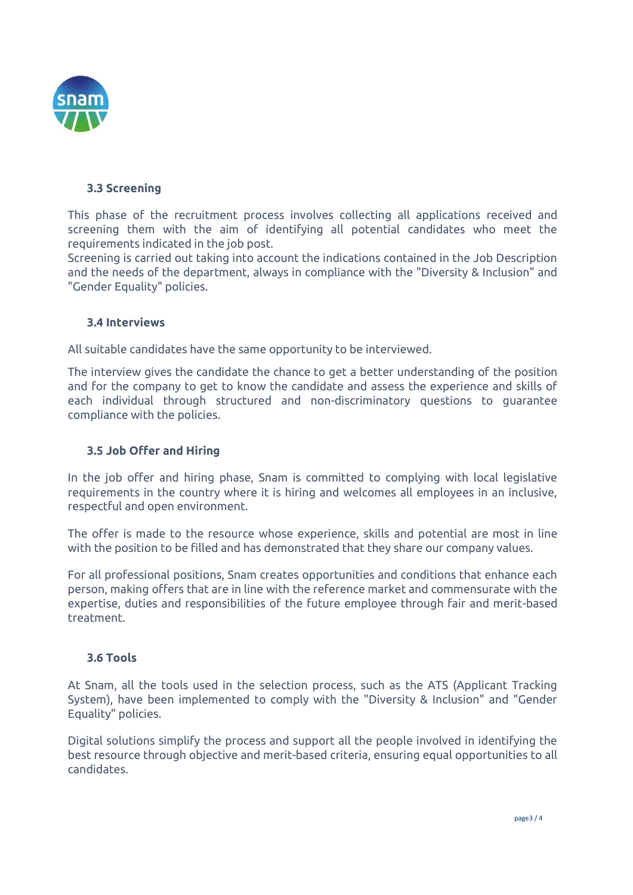### 3.3 Screening

This phase of the recruitment process involves collecting all applications received and screening them with the aim of identifying all potential candidates who meet the requirements indicated in the job post.
Screening is carried out taking into account the indications contained in the Job Description and the needs of the department, always in compliance with the "Diversity & Inclusion" and "Gender Equality" policies.

### 3.4 Interviews

All suitable candidates have the same opportunity to be interviewed.

The interview gives the candidate the chance to get a better understanding of the position and for the company to get to know the candidate and assess the experience and skills of each individual through structured and non-discriminatory questions to guarantee compliance with the policies.

### 3.5 Job Offer and Hiring

In the job offer and hiring phase, Snam is committed to complying with local legislative requirements in the country where it is hiring and welcomes all employees in an inclusive, respectful and open environment.

The offer is made to the resource whose experience, skills and potential are most in line with the position to be filled and has demonstrated that they share our company values.

For all professional positions, Snam creates opportunities and conditions that enhance each person, making offers that are in line with the reference market and commensurate with the expertise, duties and responsibilities of the future employee through fair and merit-based treatment.

### 3.6 Tools

At Snam, all the tools used in the selection process, such as the ATS (Applicant Tracking System), have been implemented to comply with the "Diversity & Inclusion" and "Gender Equality" policies.

Digital solutions simplify the process and support all the people involved in identifying the best resource through objective and merit-based criteria, ensuring equal opportunities to all candidates.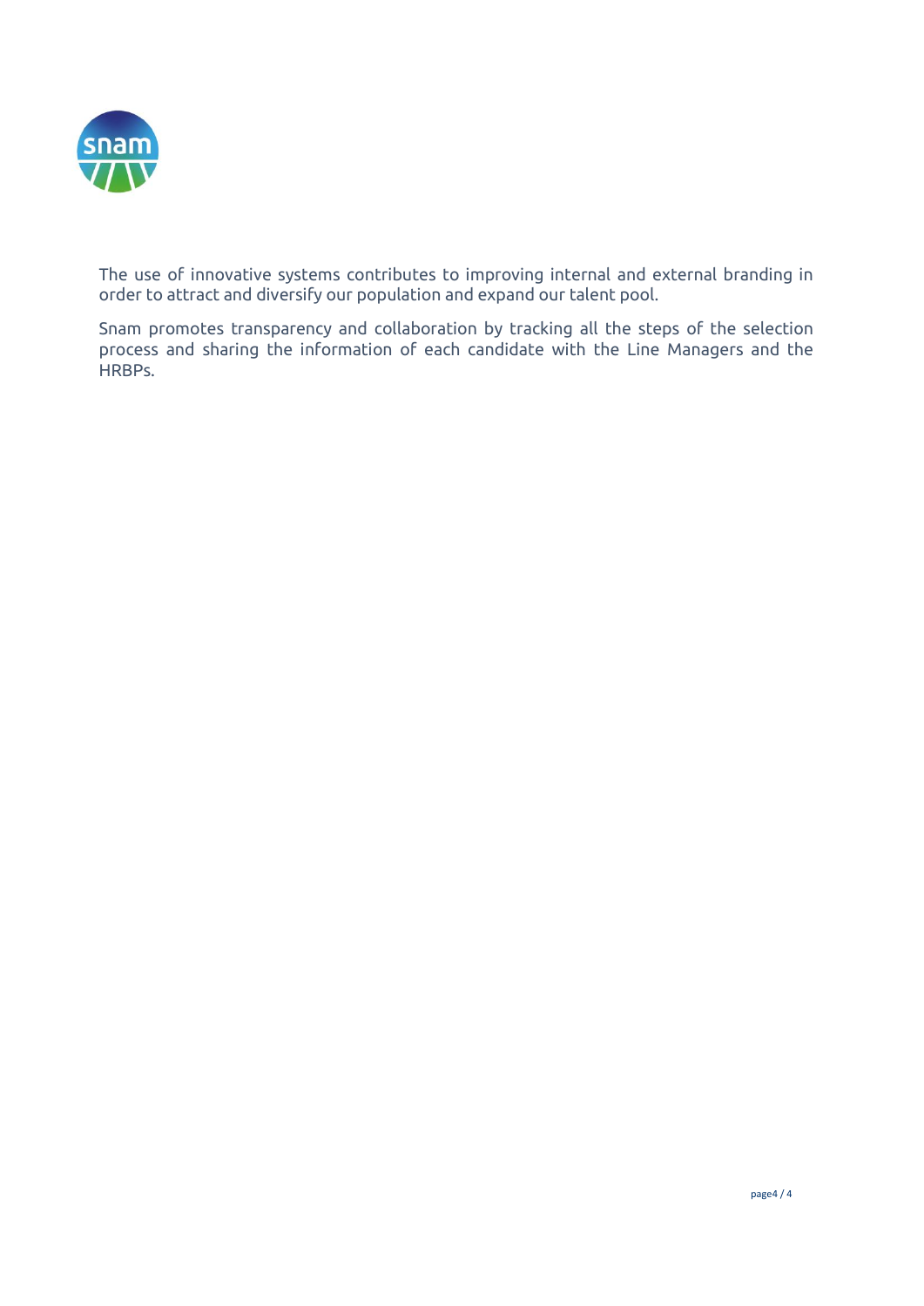The use of innovative systems contributes to improving internal and external branding in order to attract and diversify our population and expand our talent pool.

Snam promotes transparency and collaboration by tracking all the steps of the selection process and sharing the information of each candidate with the Line Managers and the HRBPs.